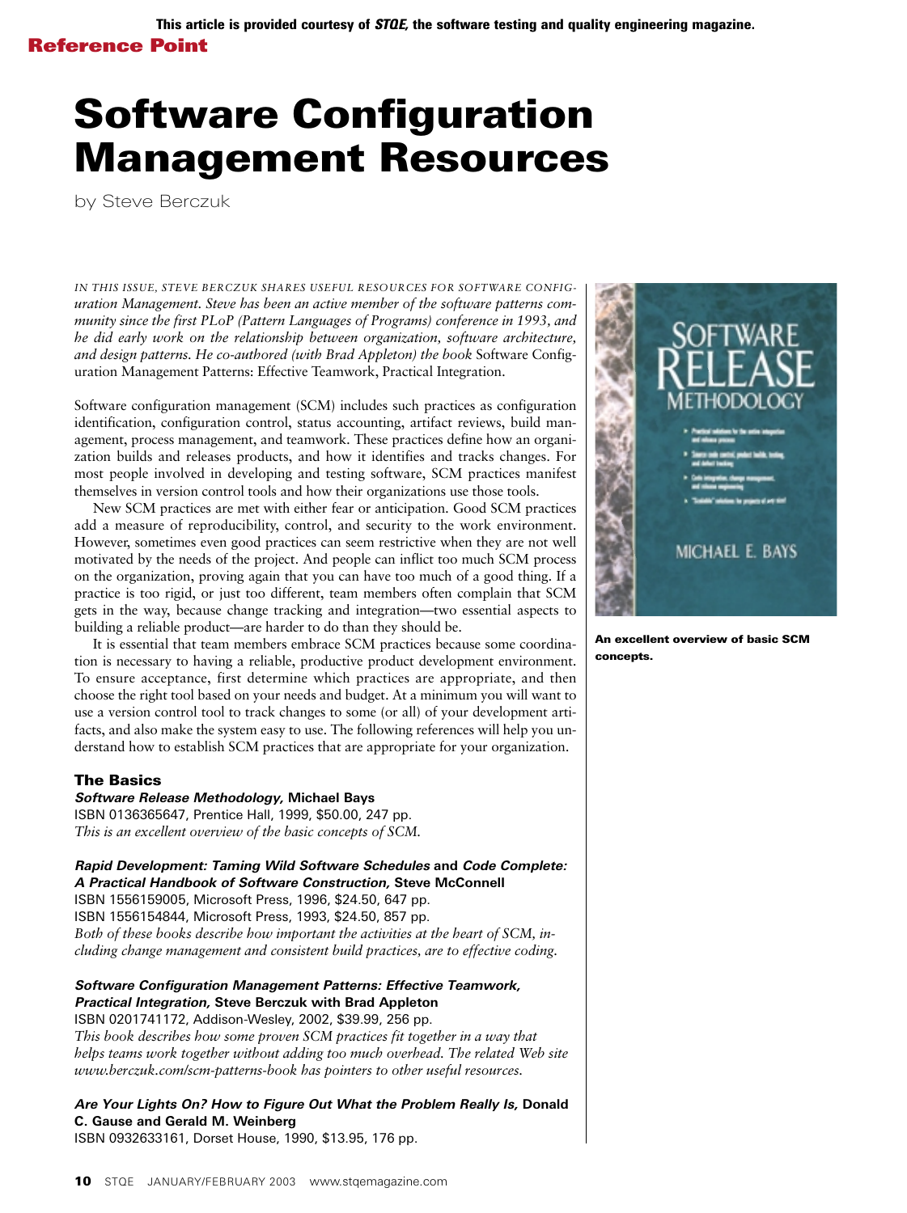This article is provided courtesy of *STQE,* the software testing and quality engineering magazine.

**Reference Point**

# Software Configuration Management Resources

by Steve Berczuk

*IN THIS ISSUE, STEVE BERCZUK SHARES USEFUL RESOURCES FOR SOFTWARE CONFIGuration Management. Steve has been an active member of the software patterns community since the first PLoP (Pattern Languages of Programs) conference in 1993, and he did early work on the relationship between organization, software architecture, and design patterns. He co-authored (with Brad Appleton) the book* Software Configuration Management Patterns: Effective Teamwork, Practical Integration.

Software configuration management (SCM) includes such practices as configuration identification, configuration control, status accounting, artifact reviews, build management, process management, and teamwork. These practices define how an organization builds and releases products, and how it identifies and tracks changes. For most people involved in developing and testing software, SCM practices manifest themselves in version control tools and how their organizations use those tools.

New SCM practices are met with either fear or anticipation. Good SCM practices add a measure of reproducibility, control, and security to the work environment. However, sometimes even good practices can seem restrictive when they are not well motivated by the needs of the project. And people can inflict too much SCM process on the organization, proving again that you can have too much of a good thing. If a practice is too rigid, or just too different, team members often complain that SCM gets in the way, because change tracking and integration—two essential aspects to building a reliable product—are harder to do than they should be.

It is essential that team members embrace SCM practices because some coordination is necessary to having a reliable, productive product development environment. To ensure acceptance, first determine which practices are appropriate, and then choose the right tool based on your needs and budget. At a minimum you will want to use a version control tool to track changes to some (or all) of your development artifacts, and also make the system easy to use. The following references will help you understand how to establish SCM practices that are appropriate for your organization.

**An excellent overview of basic SCM concepts.**

### The Basics

***Software Release Methodology,*** **Michael Bays**
ISBN 0136365647, Prentice Hall, 1999, $50.00, 247 pp.
*This is an excellent overview of the basic concepts of SCM.*

***Rapid Development: Taming Wild Software Schedules*** **and** ***Code Complete: A Practical Handbook of Software Construction,*** **Steve McConnell**
ISBN 1556159005, Microsoft Press, 1996, $24.50, 647 pp.
ISBN 1556154844, Microsoft Press, 1993, $24.50, 857 pp.
*Both of these books describe how important the activities at the heart of SCM, including change management and consistent build practices, are to effective coding.*

***Software Configuration Management Patterns: Effective Teamwork, Practical Integration,*** **Steve Berczuk with Brad Appleton**
ISBN 0201741172, Addison-Wesley, 2002, $39.99, 256 pp.
*This book describes how some proven SCM practices fit together in a way that helps teams work together without adding too much overhead. The related Web site www.berczuk.com/scm-patterns-book has pointers to other useful resources.*

***Are Your Lights On? How to Figure Out What the Problem Really Is,*** **Donald C. Gause and Gerald M. Weinberg**
ISBN 0932633161, Dorset House, 1990, $13.95, 176 pp.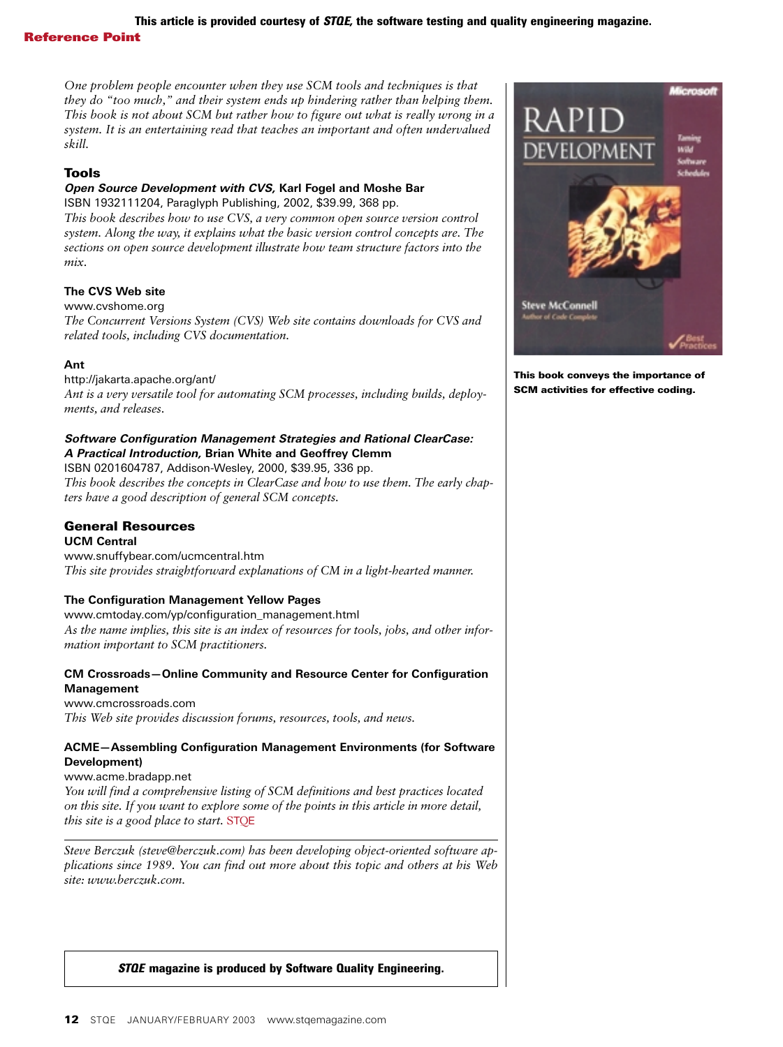*One problem people encounter when they use SCM tools and techniques is that they do "too much," and their system ends up hindering rather than helping them. This book is not about SCM but rather how to figure out what is really wrong in a system. It is an entertaining read that teaches an important and often undervalued skill.*

### Tools

***Open Source Development with CVS,* Karl Fogel and Moshe Bar**
ISBN 1932111204, Paraglyph Publishing, 2002, $39.99, 368 pp.
*This book describes how to use CVS, a very common open source version control system. Along the way, it explains what the basic version control concepts are. The sections on open source development illustrate how team structure factors into the mix.*

**The CVS Web site**
www.cvshome.org
*The Concurrent Versions System (CVS) Web site contains downloads for CVS and related tools, including CVS documentation.*

**Ant**
http://jakarta.apache.org/ant/
*Ant is a very versatile tool for automating SCM processes, including builds, deployments, and releases.*

***Software Configuration Management Strategies and Rational ClearCase: A Practical Introduction,* Brian White and Geoffrey Clemm**
ISBN 0201604787, Addison-Wesley, 2000, $39.95, 336 pp.
*This book describes the concepts in ClearCase and how to use them. The early chapters have a good description of general SCM concepts.*

### General Resources

**UCM Central**
www.snuffybear.com/ucmcentral.htm
*This site provides straightforward explanations of CM in a light-hearted manner.*

**The Configuration Management Yellow Pages**
www.cmtoday.com/yp/configuration_management.html
*As the name implies, this site is an index of resources for tools, jobs, and other information important to SCM practitioners.*

**CM Crossroads—Online Community and Resource Center for Configuration Management**
www.cmcrossroads.com
*This Web site provides discussion forums, resources, tools, and news.*

**ACME—Assembling Configuration Management Environments (for Software Development)**
www.acme.bradapp.net
*You will find a comprehensive listing of SCM definitions and best practices located on this site. If you want to explore some of the points in this article in more detail, this site is a good place to start.* STQE

---

*Steve Berczuk (steve@berczuk.com) has been developing object-oriented software applications since 1989. You can find out more about this topic and others at his Web site: www.berczuk.com.*

***STQE* magazine is produced by Software Quality Engineering.**

**This book conveys the importance of SCM activities for effective coding.**